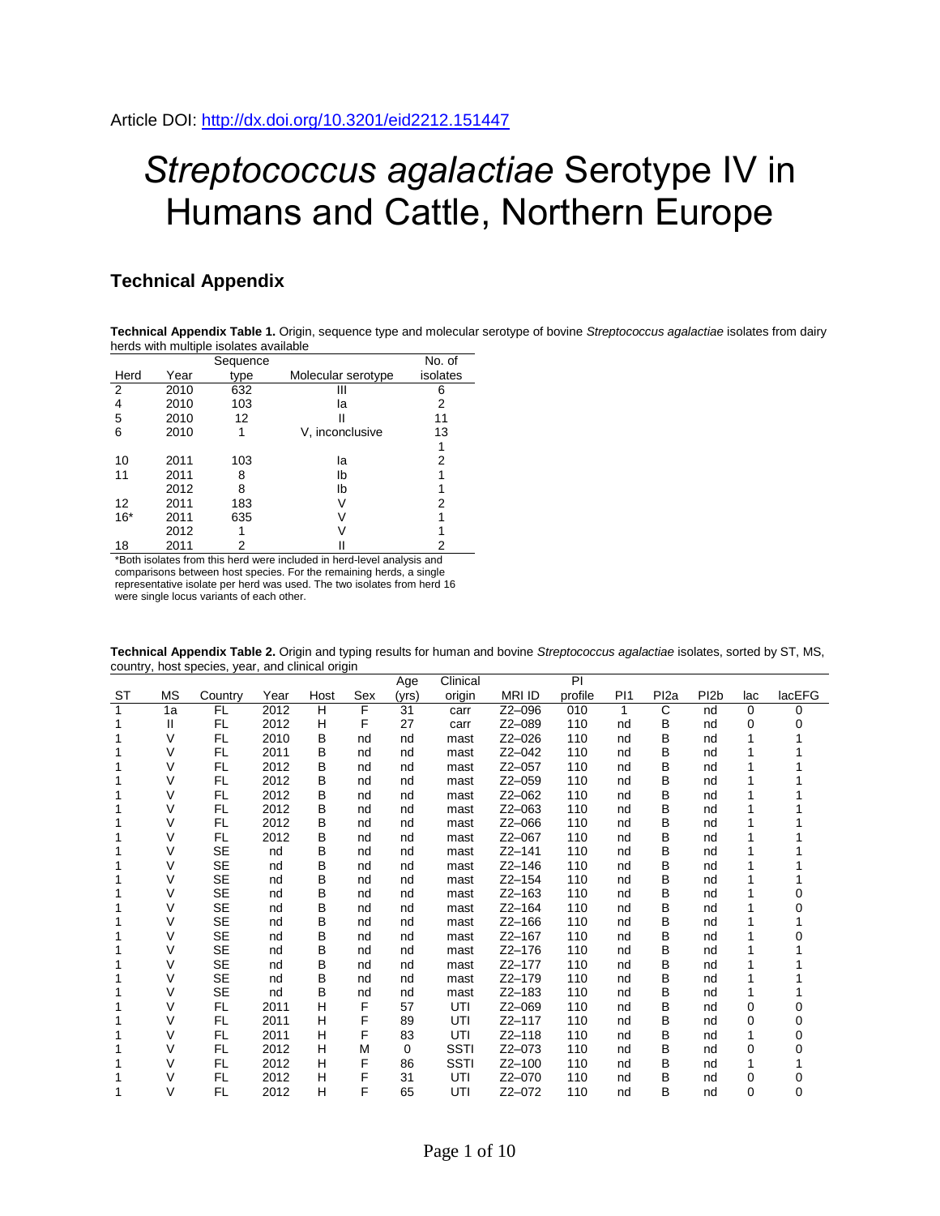Article DOI: http://dx.doi.org/10.3201/eid2212.151447

# *Streptococcus agalactiae* Serotype IV in Humans and Cattle, Northern Europe

## Technical Appendix

**Technical Appendix Table 1.** Origin, sequence type and molecular serotype of bovine *Streptococcus agalactiae* isolates from dairy herds with multiple isolates available

| Herd | Year | Sequence type | Molecular serotype | No. of isolates |
|---|---|---|---|---|
| 2 | 2010 | 632 | III | 6 |
| 4 | 2010 | 103 | Ia | 2 |
| 5 | 2010 | 12 | II | 11 |
| 6 | 2010 | 1 | V, inconclusive | 13 |
| | | | | 1 |
| 10 | 2011 | 103 | Ia | 2 |
| 11 | 2011 | 8 | Ib | 1 |
| | 2012 | 8 | Ib | 1 |
| 12 | 2011 | 183 | V | 2 |
| 16* | 2011 | 635 | V | 1 |
| | 2012 | 1 | V | 1 |
| 18 | 2011 | 2 | II | 2 |

*Both isolates from this herd were included in herd-level analysis and comparisons between host species. For the remaining herds, a single representative isolate per herd was used. The two isolates from herd 16 were single locus variants of each other.

**Technical Appendix Table 2.** Origin and typing results for human and bovine *Streptococcus agalactiae* isolates, sorted by ST, MS, country, host species, year, and clinical origin

| ST | MS | Country | Year | Host | Sex | Age (yrs) | Clinical origin | MRI ID | PI profile | PI1 | PI2a | PI2b | lac | lacEFG |
|---|---|---|---|---|---|---|---|---|---|---|---|---|---|---|
| 1 | 1a | FL | 2012 | H | F | 31 | carr | Z2–096 | 010 | 1 | C | nd | 0 | 0 |
| 1 | II | FL | 2012 | H | F | 27 | carr | Z2–089 | 110 | nd | B | nd | 0 | 0 |
| 1 | V | FL | 2010 | B | nd | nd | mast | Z2–026 | 110 | nd | B | nd | 1 | 1 |
| 1 | V | FL | 2011 | B | nd | nd | mast | Z2–042 | 110 | nd | B | nd | 1 | 1 |
| 1 | V | FL | 2012 | B | nd | nd | mast | Z2–057 | 110 | nd | B | nd | 1 | 1 |
| 1 | V | FL | 2012 | B | nd | nd | mast | Z2–059 | 110 | nd | B | nd | 1 | 1 |
| 1 | V | FL | 2012 | B | nd | nd | mast | Z2–062 | 110 | nd | B | nd | 1 | 1 |
| 1 | V | FL | 2012 | B | nd | nd | mast | Z2–063 | 110 | nd | B | nd | 1 | 1 |
| 1 | V | FL | 2012 | B | nd | nd | mast | Z2–066 | 110 | nd | B | nd | 1 | 1 |
| 1 | V | FL | 2012 | B | nd | nd | mast | Z2–067 | 110 | nd | B | nd | 1 | 1 |
| 1 | V | SE | nd | B | nd | nd | mast | Z2–141 | 110 | nd | B | nd | 1 | 1 |
| 1 | V | SE | nd | B | nd | nd | mast | Z2–146 | 110 | nd | B | nd | 1 | 1 |
| 1 | V | SE | nd | B | nd | nd | mast | Z2–154 | 110 | nd | B | nd | 1 | 1 |
| 1 | V | SE | nd | B | nd | nd | mast | Z2–163 | 110 | nd | B | nd | 1 | 0 |
| 1 | V | SE | nd | B | nd | nd | mast | Z2–164 | 110 | nd | B | nd | 1 | 0 |
| 1 | V | SE | nd | B | nd | nd | mast | Z2–166 | 110 | nd | B | nd | 1 | 1 |
| 1 | V | SE | nd | B | nd | nd | mast | Z2–167 | 110 | nd | B | nd | 1 | 0 |
| 1 | V | SE | nd | B | nd | nd | mast | Z2–176 | 110 | nd | B | nd | 1 | 1 |
| 1 | V | SE | nd | B | nd | nd | mast | Z2–177 | 110 | nd | B | nd | 1 | 1 |
| 1 | V | SE | nd | B | nd | nd | mast | Z2–179 | 110 | nd | B | nd | 1 | 1 |
| 1 | V | SE | nd | B | nd | nd | mast | Z2–183 | 110 | nd | B | nd | 1 | 1 |
| 1 | V | FL | 2011 | H | F | 57 | UTI | Z2–069 | 110 | nd | B | nd | 0 | 0 |
| 1 | V | FL | 2011 | H | F | 89 | UTI | Z2–117 | 110 | nd | B | nd | 0 | 0 |
| 1 | V | FL | 2011 | H | F | 83 | UTI | Z2–118 | 110 | nd | B | nd | 1 | 0 |
| 1 | V | FL | 2012 | H | M | 0 | SSTI | Z2–073 | 110 | nd | B | nd | 0 | 0 |
| 1 | V | FL | 2012 | H | F | 86 | SSTI | Z2–100 | 110 | nd | B | nd | 1 | 1 |
| 1 | V | FL | 2012 | H | F | 31 | UTI | Z2–070 | 110 | nd | B | nd | 0 | 0 |
| 1 | V | FL | 2012 | H | F | 65 | UTI | Z2–072 | 110 | nd | B | nd | 0 | 0 |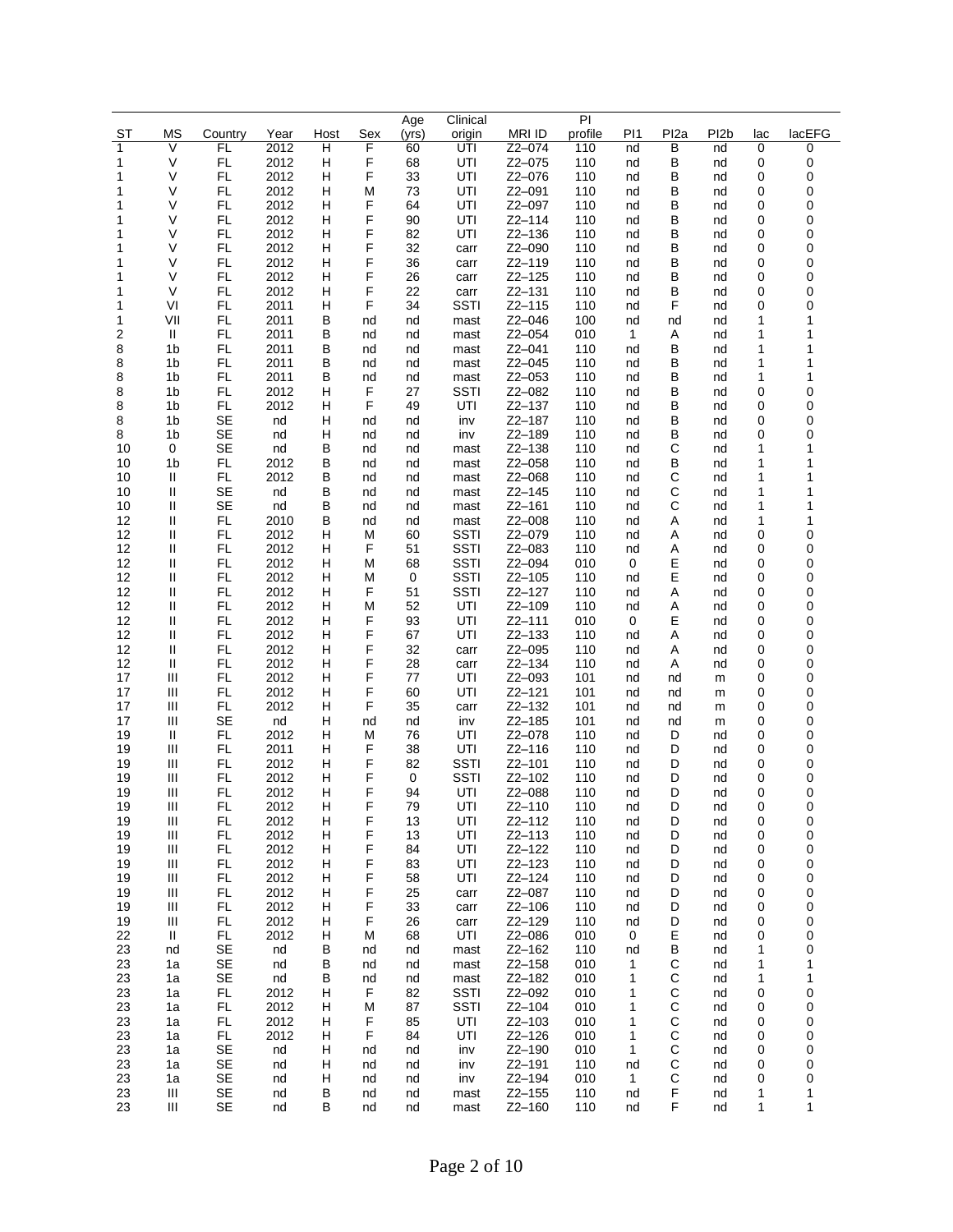| ST | MS | Country | Year | Host | Sex | Age (yrs) | Clinical origin | MRI ID | PI profile | PI1 | PI2a | PI2b | lac | lacEFG |
|---|---|---|---|---|---|---|---|---|---|---|---|---|---|---|
| 1 | V | FL | 2012 | H | F | 60 | UTI | Z2–074 | 110 | nd | B | nd | 0 | 0 |
| 1 | V | FL | 2012 | H | F | 68 | UTI | Z2–075 | 110 | nd | B | nd | 0 | 0 |
| 1 | V | FL | 2012 | H | F | 33 | UTI | Z2–076 | 110 | nd | B | nd | 0 | 0 |
| 1 | V | FL | 2012 | H | M | 73 | UTI | Z2–091 | 110 | nd | B | nd | 0 | 0 |
| 1 | V | FL | 2012 | H | F | 64 | UTI | Z2–097 | 110 | nd | B | nd | 0 | 0 |
| 1 | V | FL | 2012 | H | F | 90 | UTI | Z2–114 | 110 | nd | B | nd | 0 | 0 |
| 1 | V | FL | 2012 | H | F | 82 | UTI | Z2–136 | 110 | nd | B | nd | 0 | 0 |
| 1 | V | FL | 2012 | H | F | 32 | carr | Z2–090 | 110 | nd | B | nd | 0 | 0 |
| 1 | V | FL | 2012 | H | F | 36 | carr | Z2–119 | 110 | nd | B | nd | 0 | 0 |
| 1 | V | FL | 2012 | H | F | 26 | carr | Z2–125 | 110 | nd | B | nd | 0 | 0 |
| 1 | V | FL | 2012 | H | F | 22 | carr | Z2–131 | 110 | nd | B | nd | 0 | 0 |
| 1 | VI | FL | 2011 | H | F | 34 | SSTI | Z2–115 | 110 | nd | F | nd | 0 | 0 |
| 1 | VII | FL | 2011 | B | nd | nd | mast | Z2–046 | 100 | nd | nd | nd | 1 | 1 |
| 2 | II | FL | 2011 | B | nd | nd | mast | Z2–054 | 010 | 1 | A | nd | 1 | 1 |
| 8 | 1b | FL | 2011 | B | nd | nd | mast | Z2–041 | 110 | nd | B | nd | 1 | 1 |
| 8 | 1b | FL | 2011 | B | nd | nd | mast | Z2–045 | 110 | nd | B | nd | 1 | 1 |
| 8 | 1b | FL | 2011 | B | nd | nd | mast | Z2–053 | 110 | nd | B | nd | 1 | 1 |
| 8 | 1b | FL | 2012 | H | F | 27 | SSTI | Z2–082 | 110 | nd | B | nd | 0 | 0 |
| 8 | 1b | FL | 2012 | H | F | 49 | UTI | Z2–137 | 110 | nd | B | nd | 0 | 0 |
| 8 | 1b | SE | nd | H | nd | nd | inv | Z2–187 | 110 | nd | B | nd | 0 | 0 |
| 8 | 1b | SE | nd | H | nd | nd | inv | Z2–189 | 110 | nd | B | nd | 0 | 0 |
| 10 | 0 | SE | nd | B | nd | nd | mast | Z2–138 | 110 | nd | C | nd | 1 | 1 |
| 10 | 1b | FL | 2012 | B | nd | nd | mast | Z2–058 | 110 | nd | B | nd | 1 | 1 |
| 10 | II | FL | 2012 | B | nd | nd | mast | Z2–068 | 110 | nd | C | nd | 1 | 1 |
| 10 | II | SE | nd | B | nd | nd | mast | Z2–145 | 110 | nd | C | nd | 1 | 1 |
| 10 | II | SE | nd | B | nd | nd | mast | Z2–161 | 110 | nd | C | nd | 1 | 1 |
| 12 | II | FL | 2010 | B | nd | nd | mast | Z2–008 | 110 | nd | A | nd | 1 | 1 |
| 12 | II | FL | 2012 | H | M | 60 | SSTI | Z2–079 | 110 | nd | A | nd | 0 | 0 |
| 12 | II | FL | 2012 | H | F | 51 | SSTI | Z2–083 | 110 | nd | A | nd | 0 | 0 |
| 12 | II | FL | 2012 | H | M | 68 | SSTI | Z2–094 | 010 | 0 | E | nd | 0 | 0 |
| 12 | II | FL | 2012 | H | M | 0 | SSTI | Z2–105 | 110 | nd | E | nd | 0 | 0 |
| 12 | II | FL | 2012 | H | F | 51 | SSTI | Z2–127 | 110 | nd | A | nd | 0 | 0 |
| 12 | II | FL | 2012 | H | M | 52 | UTI | Z2–109 | 110 | nd | A | nd | 0 | 0 |
| 12 | II | FL | 2012 | H | F | 93 | UTI | Z2–111 | 010 | 0 | E | nd | 0 | 0 |
| 12 | II | FL | 2012 | H | F | 67 | UTI | Z2–133 | 110 | nd | A | nd | 0 | 0 |
| 12 | II | FL | 2012 | H | F | 32 | carr | Z2–095 | 110 | nd | A | nd | 0 | 0 |
| 12 | II | FL | 2012 | H | F | 28 | carr | Z2–134 | 110 | nd | A | nd | 0 | 0 |
| 17 | III | FL | 2012 | H | F | 77 | UTI | Z2–093 | 101 | nd | nd | m | 0 | 0 |
| 17 | III | FL | 2012 | H | F | 60 | UTI | Z2–121 | 101 | nd | nd | m | 0 | 0 |
| 17 | III | FL | 2012 | H | F | 35 | carr | Z2–132 | 101 | nd | nd | m | 0 | 0 |
| 17 | III | SE | nd | H | nd | nd | inv | Z2–185 | 101 | nd | nd | m | 0 | 0 |
| 19 | II | FL | 2012 | H | M | 76 | UTI | Z2–078 | 110 | nd | D | nd | 0 | 0 |
| 19 | III | FL | 2011 | H | F | 38 | UTI | Z2–116 | 110 | nd | D | nd | 0 | 0 |
| 19 | III | FL | 2012 | H | F | 82 | SSTI | Z2–101 | 110 | nd | D | nd | 0 | 0 |
| 19 | III | FL | 2012 | H | F | 0 | SSTI | Z2–102 | 110 | nd | D | nd | 0 | 0 |
| 19 | III | FL | 2012 | H | F | 94 | UTI | Z2–088 | 110 | nd | D | nd | 0 | 0 |
| 19 | III | FL | 2012 | H | F | 79 | UTI | Z2–110 | 110 | nd | D | nd | 0 | 0 |
| 19 | III | FL | 2012 | H | F | 13 | UTI | Z2–112 | 110 | nd | D | nd | 0 | 0 |
| 19 | III | FL | 2012 | H | F | 13 | UTI | Z2–113 | 110 | nd | D | nd | 0 | 0 |
| 19 | III | FL | 2012 | H | F | 84 | UTI | Z2–122 | 110 | nd | D | nd | 0 | 0 |
| 19 | III | FL | 2012 | H | F | 83 | UTI | Z2–123 | 110 | nd | D | nd | 0 | 0 |
| 19 | III | FL | 2012 | H | F | 58 | UTI | Z2–124 | 110 | nd | D | nd | 0 | 0 |
| 19 | III | FL | 2012 | H | F | 25 | carr | Z2–087 | 110 | nd | D | nd | 0 | 0 |
| 19 | III | FL | 2012 | H | F | 33 | carr | Z2–106 | 110 | nd | D | nd | 0 | 0 |
| 19 | III | FL | 2012 | H | F | 26 | carr | Z2–129 | 110 | nd | D | nd | 0 | 0 |
| 22 | II | FL | 2012 | H | M | 68 | UTI | Z2–086 | 010 | 0 | E | nd | 0 | 0 |
| 23 | nd | SE | nd | B | nd | nd | mast | Z2–162 | 110 | nd | B | nd | 1 | 0 |
| 23 | 1a | SE | nd | B | nd | nd | mast | Z2–158 | 010 | 1 | C | nd | 1 | 1 |
| 23 | 1a | SE | nd | B | nd | nd | mast | Z2–182 | 010 | 1 | C | nd | 1 | 1 |
| 23 | 1a | FL | 2012 | H | F | 82 | SSTI | Z2–092 | 010 | 1 | C | nd | 0 | 0 |
| 23 | 1a | FL | 2012 | H | M | 87 | SSTI | Z2–104 | 010 | 1 | C | nd | 0 | 0 |
| 23 | 1a | FL | 2012 | H | F | 85 | UTI | Z2–103 | 010 | 1 | C | nd | 0 | 0 |
| 23 | 1a | FL | 2012 | H | F | 84 | UTI | Z2–126 | 010 | 1 | C | nd | 0 | 0 |
| 23 | 1a | SE | nd | H | nd | nd | inv | Z2–190 | 010 | 1 | C | nd | 0 | 0 |
| 23 | 1a | SE | nd | H | nd | nd | inv | Z2–191 | 110 | nd | C | nd | 0 | 0 |
| 23 | 1a | SE | nd | H | nd | nd | inv | Z2–194 | 010 | 1 | C | nd | 0 | 0 |
| 23 | III | SE | nd | B | nd | nd | mast | Z2–155 | 110 | nd | F | nd | 1 | 1 |
| 23 | III | SE | nd | B | nd | nd | mast | Z2–160 | 110 | nd | F | nd | 1 | 1 |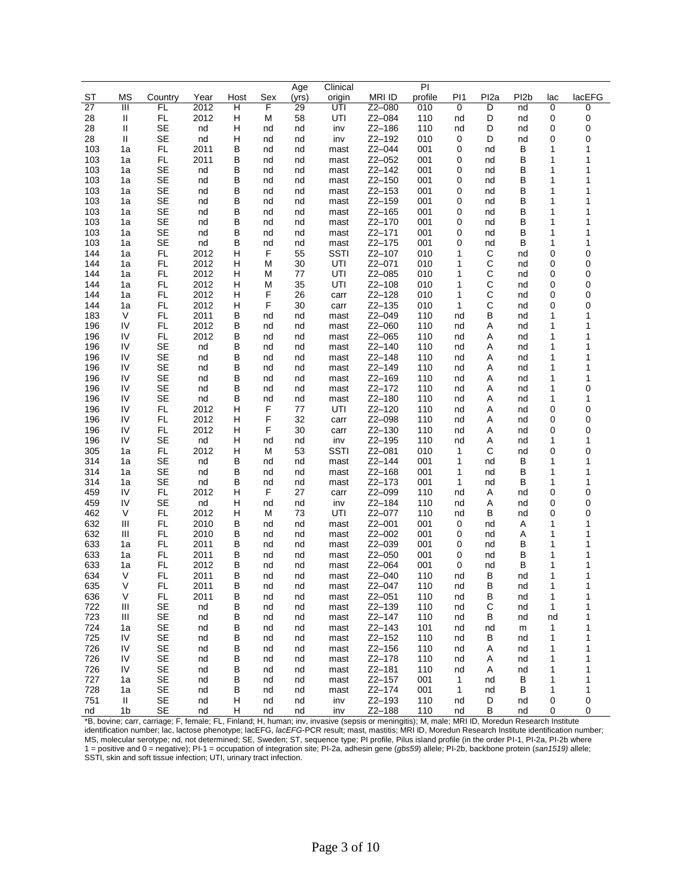| ST | MS | Country | Year | Host | Sex | Age (yrs) | Clinical origin | MRI ID | PI profile | PI1 | PI2a | PI2b | lac | lacEFG |
|---|---|---|---|---|---|---|---|---|---|---|---|---|---|---|
| 27 | III | FL | 2012 | H | F | 29 | UTI | Z2–080 | 010 | 0 | D | nd | 0 | 0 |
| 28 | II | FL | 2012 | H | M | 58 | UTI | Z2–084 | 110 | nd | D | nd | 0 | 0 |
| 28 | II | SE | nd | H | nd | nd | inv | Z2–186 | 110 | nd | D | nd | 0 | 0 |
| 28 | II | SE | nd | H | nd | nd | inv | Z2–192 | 010 | 0 | D | nd | 0 | 0 |
| 103 | 1a | FL | 2011 | B | nd | nd | mast | Z2–044 | 001 | 0 | nd | B | 1 | 1 |
| 103 | 1a | FL | 2011 | B | nd | nd | mast | Z2–052 | 001 | 0 | nd | B | 1 | 1 |
| 103 | 1a | SE | nd | B | nd | nd | mast | Z2–142 | 001 | 0 | nd | B | 1 | 1 |
| 103 | 1a | SE | nd | B | nd | nd | mast | Z2–150 | 001 | 0 | nd | B | 1 | 1 |
| 103 | 1a | SE | nd | B | nd | nd | mast | Z2–153 | 001 | 0 | nd | B | 1 | 1 |
| 103 | 1a | SE | nd | B | nd | nd | mast | Z2–159 | 001 | 0 | nd | B | 1 | 1 |
| 103 | 1a | SE | nd | B | nd | nd | mast | Z2–165 | 001 | 0 | nd | B | 1 | 1 |
| 103 | 1a | SE | nd | B | nd | nd | mast | Z2–170 | 001 | 0 | nd | B | 1 | 1 |
| 103 | 1a | SE | nd | B | nd | nd | mast | Z2–171 | 001 | 0 | nd | B | 1 | 1 |
| 103 | 1a | SE | nd | B | nd | nd | mast | Z2–175 | 001 | 0 | nd | B | 1 | 1 |
| 144 | 1a | FL | 2012 | H | F | 55 | SSTI | Z2–107 | 010 | 1 | C | nd | 0 | 0 |
| 144 | 1a | FL | 2012 | H | M | 30 | UTI | Z2–071 | 010 | 1 | C | nd | 0 | 0 |
| 144 | 1a | FL | 2012 | H | M | 77 | UTI | Z2–085 | 010 | 1 | C | nd | 0 | 0 |
| 144 | 1a | FL | 2012 | H | M | 35 | UTI | Z2–108 | 010 | 1 | C | nd | 0 | 0 |
| 144 | 1a | FL | 2012 | H | F | 26 | carr | Z2–128 | 010 | 1 | C | nd | 0 | 0 |
| 144 | 1a | FL | 2012 | H | F | 30 | carr | Z2–135 | 010 | 1 | C | nd | 0 | 0 |
| 183 | V | FL | 2011 | B | nd | nd | mast | Z2–049 | 110 | nd | B | nd | 1 | 1 |
| 196 | IV | FL | 2012 | B | nd | nd | mast | Z2–060 | 110 | nd | A | nd | 1 | 1 |
| 196 | IV | FL | 2012 | B | nd | nd | mast | Z2–065 | 110 | nd | A | nd | 1 | 1 |
| 196 | IV | SE | nd | B | nd | nd | mast | Z2–140 | 110 | nd | A | nd | 1 | 1 |
| 196 | IV | SE | nd | B | nd | nd | mast | Z2–148 | 110 | nd | A | nd | 1 | 1 |
| 196 | IV | SE | nd | B | nd | nd | mast | Z2–149 | 110 | nd | A | nd | 1 | 1 |
| 196 | IV | SE | nd | B | nd | nd | mast | Z2–169 | 110 | nd | A | nd | 1 | 1 |
| 196 | IV | SE | nd | B | nd | nd | mast | Z2–172 | 110 | nd | A | nd | 1 | 0 |
| 196 | IV | SE | nd | B | nd | nd | mast | Z2–180 | 110 | nd | A | nd | 1 | 1 |
| 196 | IV | FL | 2012 | H | F | 77 | UTI | Z2–120 | 110 | nd | A | nd | 0 | 0 |
| 196 | IV | FL | 2012 | H | F | 32 | carr | Z2–098 | 110 | nd | A | nd | 0 | 0 |
| 196 | IV | FL | 2012 | H | F | 30 | carr | Z2–130 | 110 | nd | A | nd | 0 | 0 |
| 196 | IV | SE | nd | H | nd | nd | inv | Z2–195 | 110 | nd | A | nd | 1 | 1 |
| 305 | 1a | FL | 2012 | H | M | 53 | SSTI | Z2–081 | 010 | 1 | C | nd | 0 | 0 |
| 314 | 1a | SE | nd | B | nd | nd | mast | Z2–144 | 001 | 1 | nd | B | 1 | 1 |
| 314 | 1a | SE | nd | B | nd | nd | mast | Z2–168 | 001 | 1 | nd | B | 1 | 1 |
| 314 | 1a | SE | nd | B | nd | nd | mast | Z2–173 | 001 | 1 | nd | B | 1 | 1 |
| 459 | IV | FL | 2012 | H | F | 27 | carr | Z2–099 | 110 | nd | A | nd | 0 | 0 |
| 459 | IV | SE | nd | H | nd | nd | inv | Z2–184 | 110 | nd | A | nd | 0 | 0 |
| 462 | V | FL | 2012 | H | M | 73 | UTI | Z2–077 | 110 | nd | B | nd | 0 | 0 |
| 632 | III | FL | 2010 | B | nd | nd | mast | Z2–001 | 001 | 0 | nd | A | 1 | 1 |
| 632 | III | FL | 2010 | B | nd | nd | mast | Z2–002 | 001 | 0 | nd | A | 1 | 1 |
| 633 | 1a | FL | 2011 | B | nd | nd | mast | Z2–039 | 001 | 0 | nd | B | 1 | 1 |
| 633 | 1a | FL | 2011 | B | nd | nd | mast | Z2–050 | 001 | 0 | nd | B | 1 | 1 |
| 633 | 1a | FL | 2012 | B | nd | nd | mast | Z2–064 | 001 | 0 | nd | B | 1 | 1 |
| 634 | V | FL | 2011 | B | nd | nd | mast | Z2–040 | 110 | nd | B | nd | 1 | 1 |
| 635 | V | FL | 2011 | B | nd | nd | mast | Z2–047 | 110 | nd | B | nd | 1 | 1 |
| 636 | V | FL | 2011 | B | nd | nd | mast | Z2–051 | 110 | nd | B | nd | 1 | 1 |
| 722 | III | SE | nd | B | nd | nd | mast | Z2–139 | 110 | nd | C | nd | 1 | 1 |
| 723 | III | SE | nd | B | nd | nd | mast | Z2–147 | 110 | nd | B | nd | nd | 1 |
| 724 | 1a | SE | nd | B | nd | nd | mast | Z2–143 | 101 | nd | nd | m | 1 | 1 |
| 725 | IV | SE | nd | B | nd | nd | mast | Z2–152 | 110 | nd | B | nd | 1 | 1 |
| 726 | IV | SE | nd | B | nd | nd | mast | Z2–156 | 110 | nd | A | nd | 1 | 1 |
| 726 | IV | SE | nd | B | nd | nd | mast | Z2–178 | 110 | nd | A | nd | 1 | 1 |
| 726 | IV | SE | nd | B | nd | nd | mast | Z2–181 | 110 | nd | A | nd | 1 | 1 |
| 727 | 1a | SE | nd | B | nd | nd | mast | Z2–157 | 001 | 1 | nd | B | 1 | 1 |
| 728 | 1a | SE | nd | B | nd | nd | mast | Z2–174 | 001 | 1 | nd | B | 1 | 1 |
| 751 | II | SE | nd | H | nd | nd | inv | Z2–193 | 110 | nd | D | nd | 0 | 0 |
| nd | 1b | SE | nd | H | nd | nd | inv | Z2–188 | 110 | nd | B | nd | 0 | 0 |

*B, bovine; carr, carriage; F, female; FL, Finland; H, human; inv, invasive (sepsis or meningitis); M, male; MRI ID, Moredun Research Institute identification number; lac, lactose phenotype; lacEFG, *lacEFG*-PCR result; mast, mastitis; MRI ID, Moredun Research Institute identification number; MS, molecular serotype; nd, not determined; SE, Sweden; ST, sequence type; PI profile, Pilus island profile (in the order PI-1, PI-2a, PI-2b where 1 = positive and 0 = negative); PI-1 = occupation of integration site; PI-2a, adhesin gene (*gbs59*) allele; PI-2b, backbone protein (*san1519)* allele; SSTI, skin and soft tissue infection; UTI, urinary tract infection.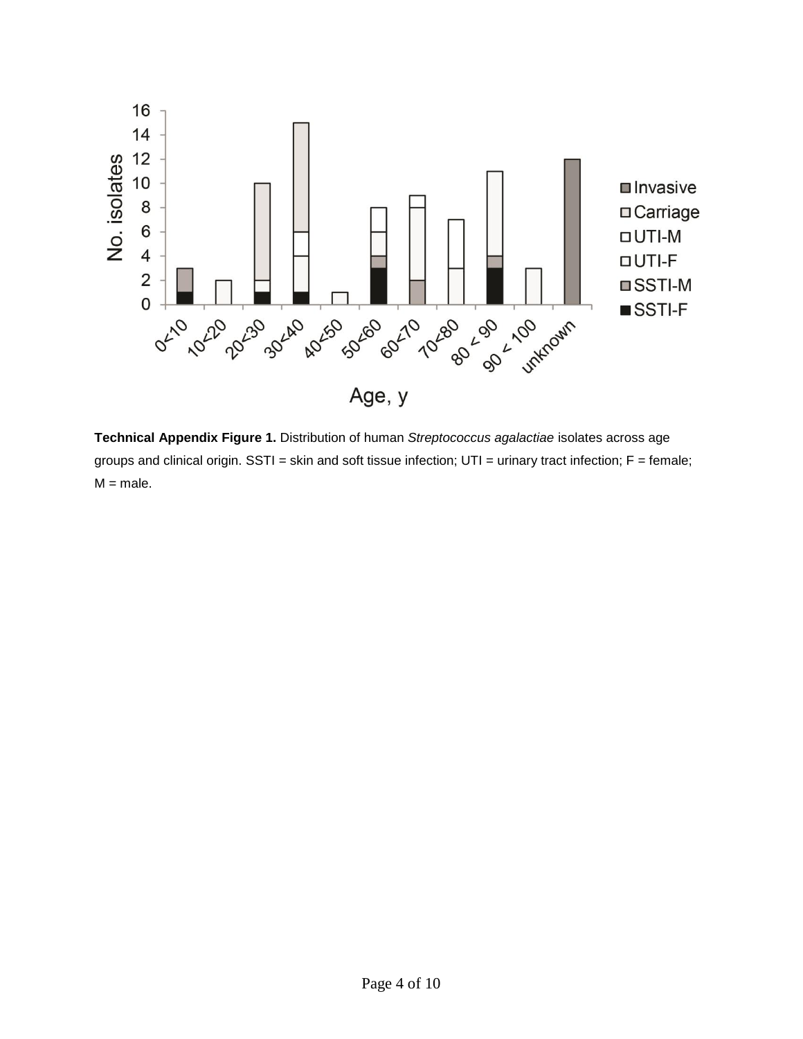**Technical Appendix Figure 1.** Distribution of human *Streptococcus agalactiae* isolates across age groups and clinical origin. SSTI = skin and soft tissue infection; UTI = urinary tract infection; F = female; M = male.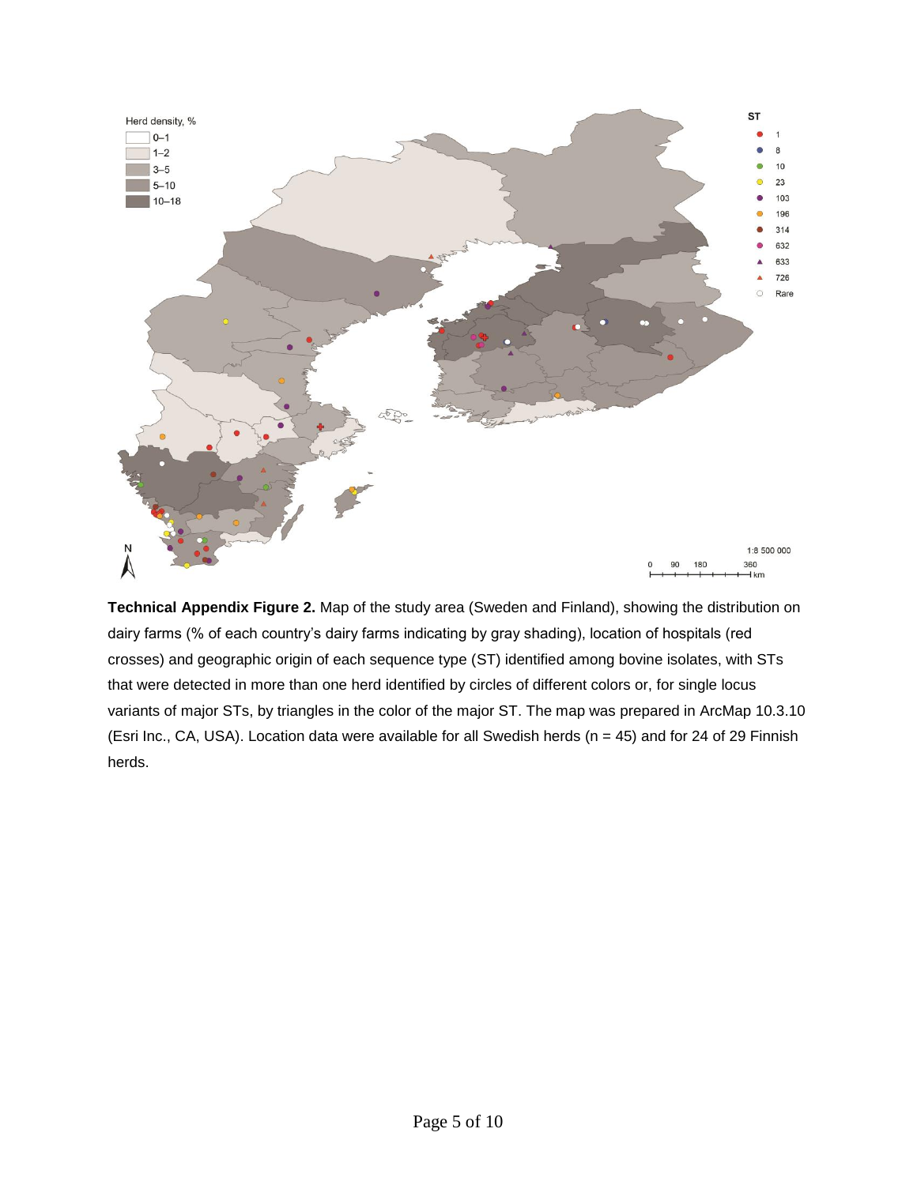**Technical Appendix Figure 2.** Map of the study area (Sweden and Finland), showing the distribution on dairy farms (% of each country's dairy farms indicating by gray shading), location of hospitals (red crosses) and geographic origin of each sequence type (ST) identified among bovine isolates, with STs that were detected in more than one herd identified by circles of different colors or, for single locus variants of major STs, by triangles in the color of the major ST. The map was prepared in ArcMap 10.3.10 (Esri Inc., CA, USA). Location data were available for all Swedish herds (n = 45) and for 24 of 29 Finnish herds.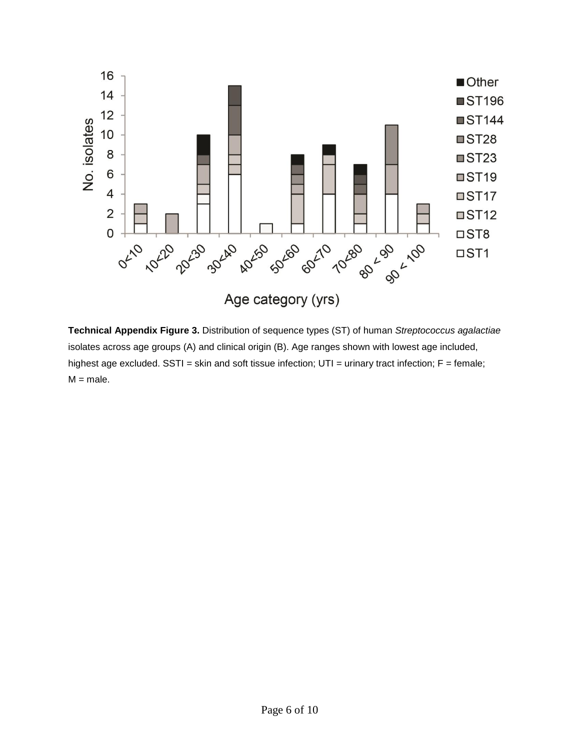**Technical Appendix Figure 3.** Distribution of sequence types (ST) of human *Streptococcus agalactiae* isolates across age groups (A) and clinical origin (B). Age ranges shown with lowest age included, highest age excluded. SSTI = skin and soft tissue infection; UTI = urinary tract infection; F = female; M = male.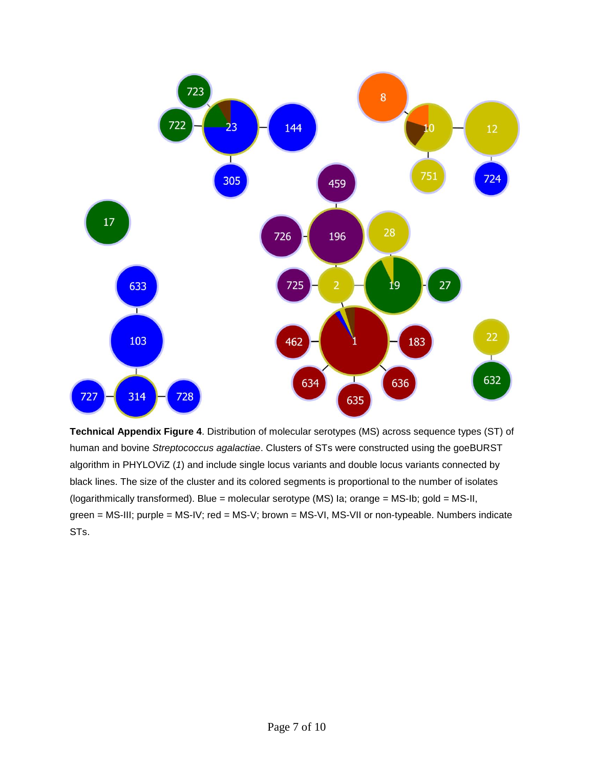**Technical Appendix Figure 4**. Distribution of molecular serotypes (MS) across sequence types (ST) of human and bovine *Streptococcus agalactiae*. Clusters of STs were constructed using the goeBURST algorithm in PHYLOViZ (*1*) and include single locus variants and double locus variants connected by black lines. The size of the cluster and its colored segments is proportional to the number of isolates (logarithmically transformed). Blue = molecular serotype (MS) Ia; orange = MS-Ib; gold = MS-II, green = MS-III; purple = MS-IV; red = MS-V; brown = MS-VI, MS-VII or non-typeable. Numbers indicate STs.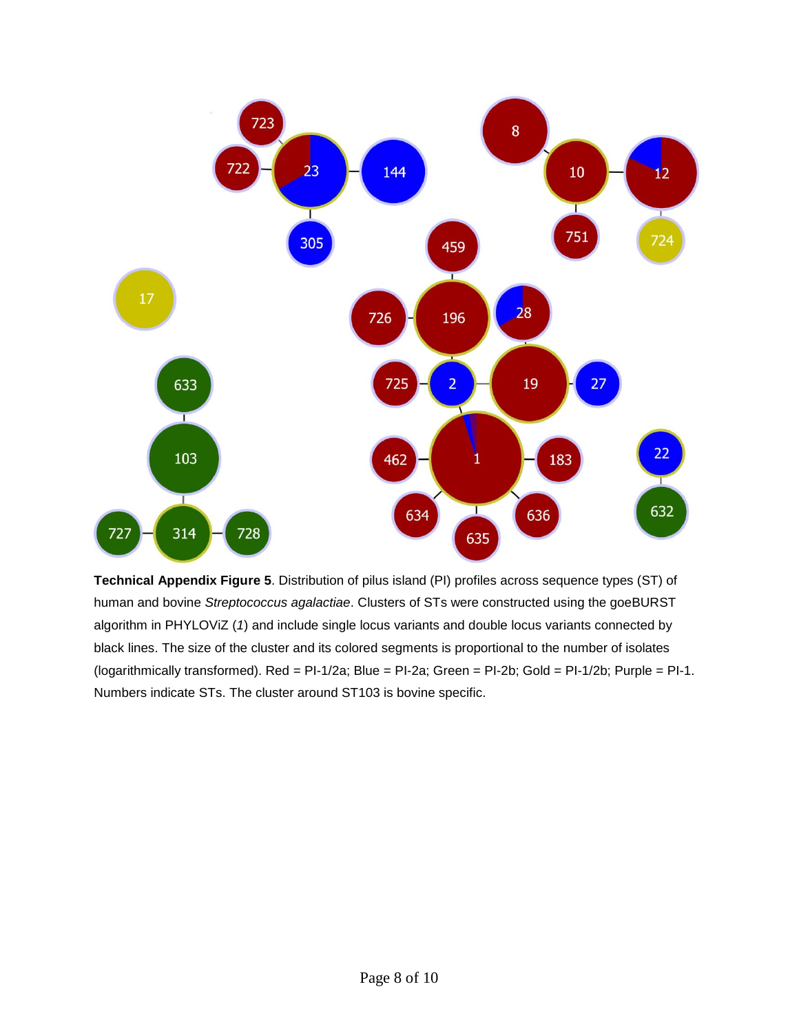**Technical Appendix Figure 5**. Distribution of pilus island (PI) profiles across sequence types (ST) of human and bovine *Streptococcus agalactiae*. Clusters of STs were constructed using the goeBURST algorithm in PHYLOViZ (*1*) and include single locus variants and double locus variants connected by black lines. The size of the cluster and its colored segments is proportional to the number of isolates (logarithmically transformed). Red = PI-1/2a; Blue = PI-2a; Green = PI-2b; Gold = PI-1/2b; Purple = PI-1. Numbers indicate STs. The cluster around ST103 is bovine specific.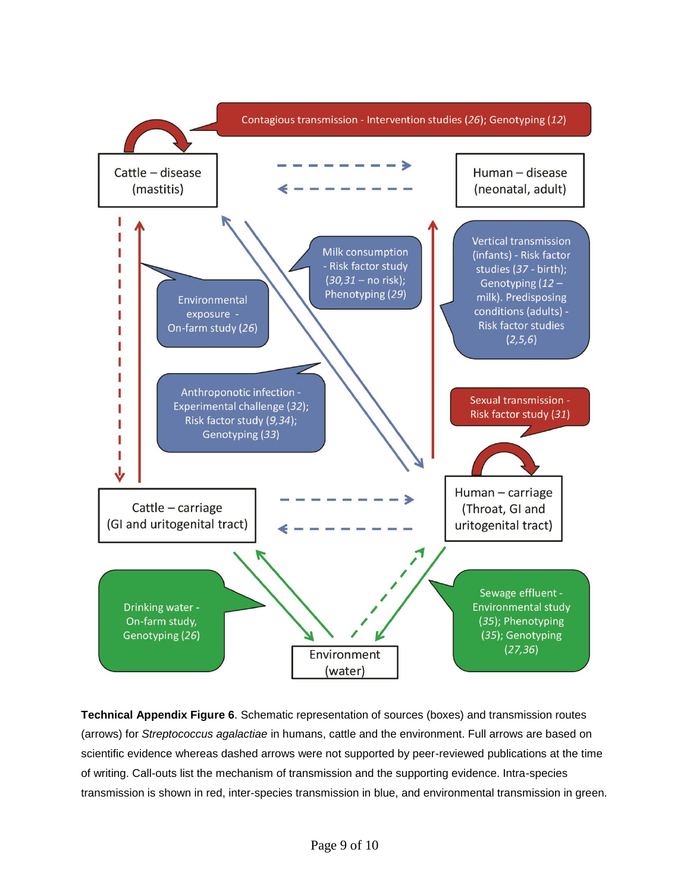Cattle – disease (mastitis)

Human – disease (neonatal, adult)

Contagious transmission - Intervention studies (*26*); Genotyping (*12*)

Milk consumption - Risk factor study (*30,31* – no risk); Phenotyping (*29*)

Environmental exposure - On-farm study (*26*)

Vertical transmission (infants) - Risk factor studies (*37* - birth); Genotyping (*12* – milk). Predisposing conditions (adults) - Risk factor studies (*2,5,6*)

Anthroponotic infection - Experimental challenge (*32*); Risk factor study (*9,34*); Genotyping (*33*)

Sexual transmission - Risk factor study (*31*)

Cattle – carriage (GI and uritogenital tract)

Human – carriage (Throat, GI and uritogenital tract)

Drinking water - On-farm study, Genotyping (*26*)

Sewage effluent - Environmental study (*35*); Phenotyping (*35*); Genotyping (*27,36*)

Environment (water)

**Technical Appendix Figure 6**. Schematic representation of sources (boxes) and transmission routes (arrows) for *Streptococcus agalactiae* in humans, cattle and the environment. Full arrows are based on scientific evidence whereas dashed arrows were not supported by peer-reviewed publications at the time of writing. Call-outs list the mechanism of transmission and the supporting evidence. Intra-species transmission is shown in red, inter-species transmission in blue, and environmental transmission in green.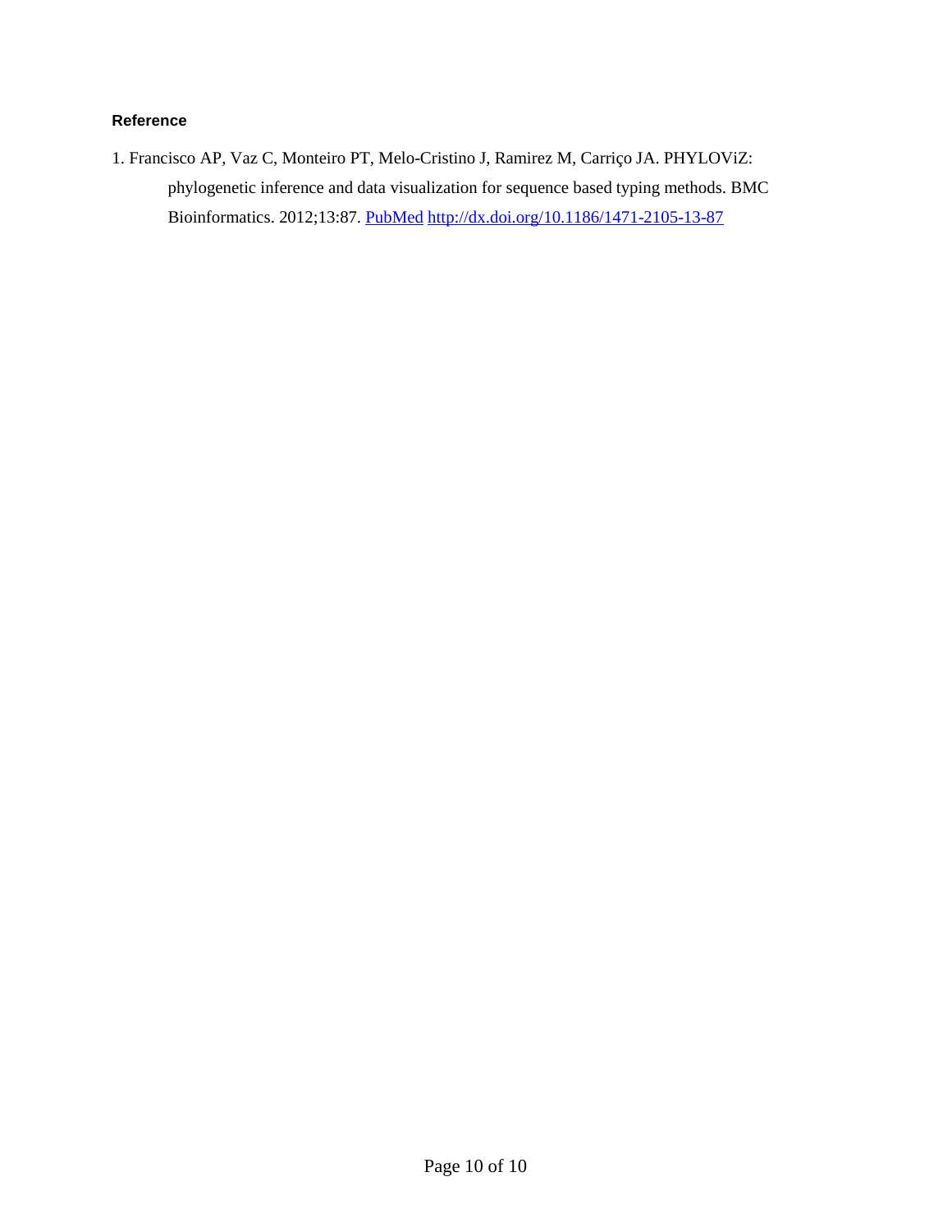### Reference

1. Francisco AP, Vaz C, Monteiro PT, Melo-Cristino J, Ramirez M, Carriço JA. PHYLOViZ: phylogenetic inference and data visualization for sequence based typing methods. BMC Bioinformatics. 2012;13:87. PubMed http://dx.doi.org/10.1186/1471-2105-13-87